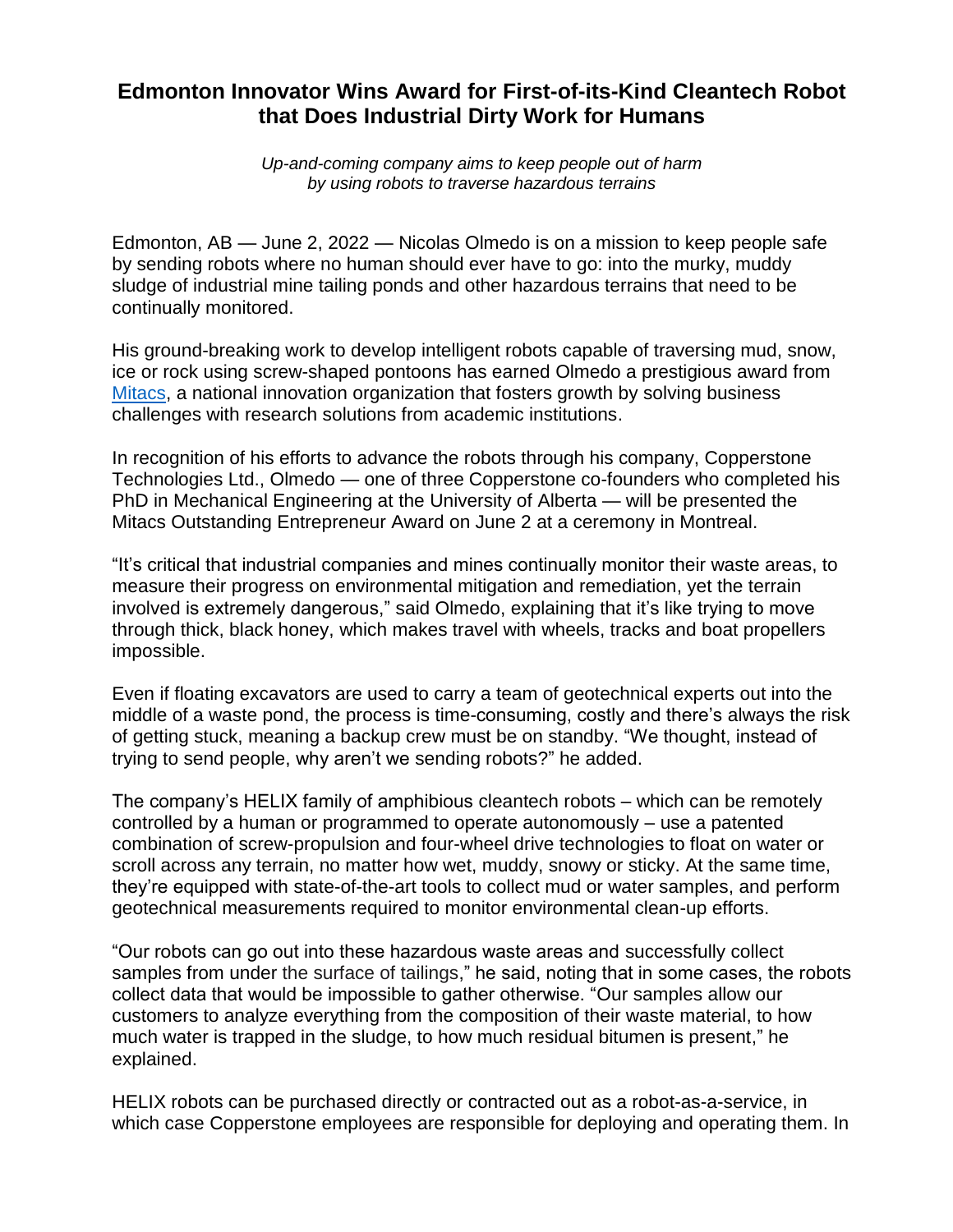# Edmonton Innovator Wins Award for First-of-its-Kind Cleantech Robot that Does Industrial Dirty Work for Humans

*Up-and-coming company aims to keep people out of harm by using robots to traverse hazardous terrains*

Edmonton, AB — June 2, 2022 — Nicolas Olmedo is on a mission to keep people safe by sending robots where no human should ever have to go: into the murky, muddy sludge of industrial mine tailing ponds and other hazardous terrains that need to be continually monitored.

His ground-breaking work to develop intelligent robots capable of traversing mud, snow, ice or rock using screw-shaped pontoons has earned Olmedo a prestigious award from [Mitacs](), a national innovation organization that fosters growth by solving business challenges with research solutions from academic institutions.

In recognition of his efforts to advance the robots through his company, Copperstone Technologies Ltd., Olmedo — one of three Copperstone co-founders who completed his PhD in Mechanical Engineering at the University of Alberta — will be presented the Mitacs Outstanding Entrepreneur Award on June 2 at a ceremony in Montreal.

"It's critical that industrial companies and mines continually monitor their waste areas, to measure their progress on environmental mitigation and remediation, yet the terrain involved is extremely dangerous," said Olmedo, explaining that it's like trying to move through thick, black honey, which makes travel with wheels, tracks and boat propellers impossible.

Even if floating excavators are used to carry a team of geotechnical experts out into the middle of a waste pond, the process is time-consuming, costly and there's always the risk of getting stuck, meaning a backup crew must be on standby. "We thought, instead of trying to send people, why aren't we sending robots?" he added.

The company's HELIX family of amphibious cleantech robots – which can be remotely controlled by a human or programmed to operate autonomously – use a patented combination of screw-propulsion and four-wheel drive technologies to float on water or scroll across any terrain, no matter how wet, muddy, snowy or sticky. At the same time, they're equipped with state-of-the-art tools to collect mud or water samples, and perform geotechnical measurements required to monitor environmental clean-up efforts.

"Our robots can go out into these hazardous waste areas and successfully collect samples from under the surface of tailings," he said, noting that in some cases, the robots collect data that would be impossible to gather otherwise. "Our samples allow our customers to analyze everything from the composition of their waste material, to how much water is trapped in the sludge, to how much residual bitumen is present," he explained.

HELIX robots can be purchased directly or contracted out as a robot-as-a-service, in which case Copperstone employees are responsible for deploying and operating them. In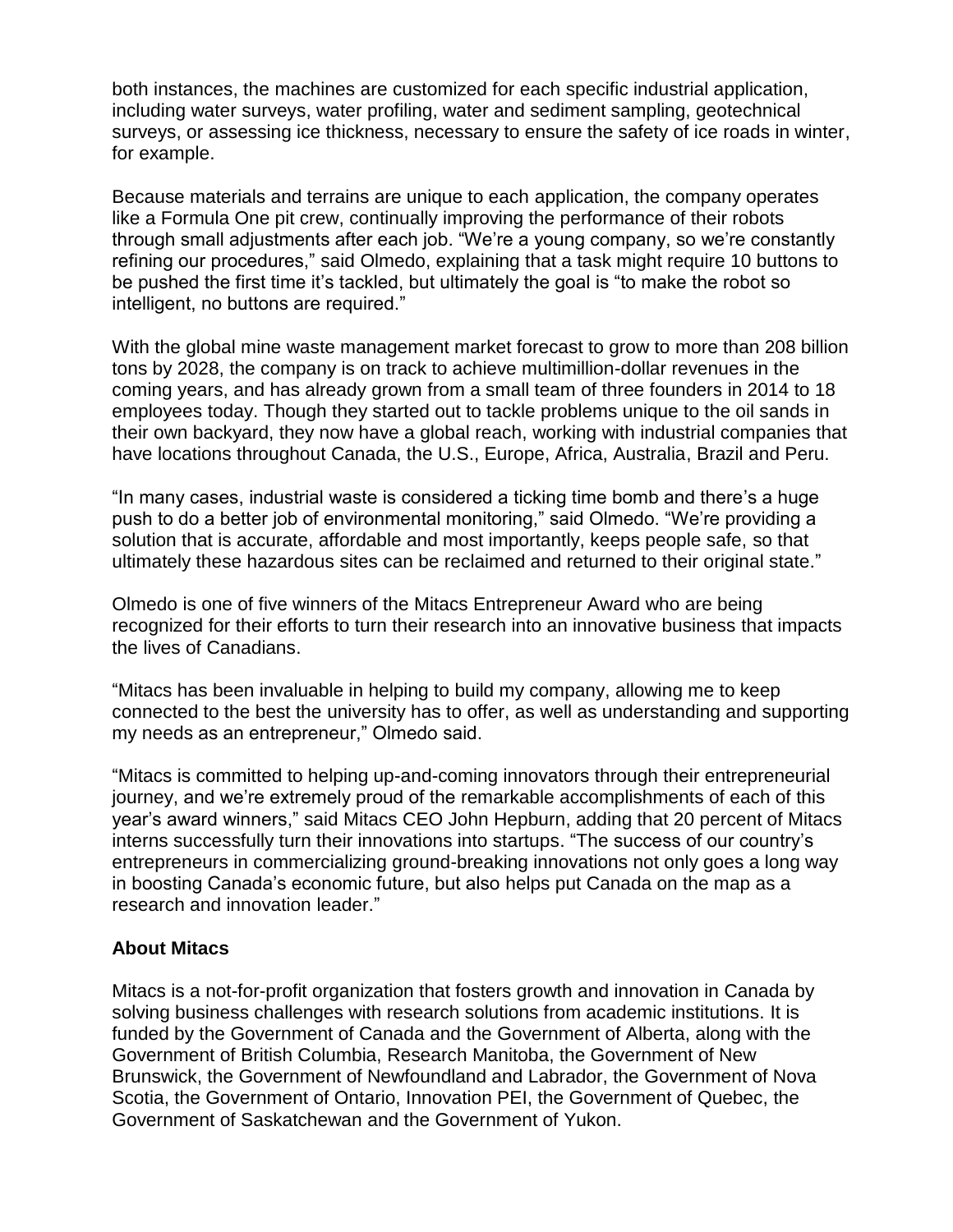both instances, the machines are customized for each specific industrial application, including water surveys, water profiling, water and sediment sampling, geotechnical surveys, or assessing ice thickness, necessary to ensure the safety of ice roads in winter, for example.

Because materials and terrains are unique to each application, the company operates like a Formula One pit crew, continually improving the performance of their robots through small adjustments after each job. "We're a young company, so we're constantly refining our procedures," said Olmedo, explaining that a task might require 10 buttons to be pushed the first time it's tackled, but ultimately the goal is "to make the robot so intelligent, no buttons are required."

With the global mine waste management market forecast to grow to more than 208 billion tons by 2028, the company is on track to achieve multimillion-dollar revenues in the coming years, and has already grown from a small team of three founders in 2014 to 18 employees today. Though they started out to tackle problems unique to the oil sands in their own backyard, they now have a global reach, working with industrial companies that have locations throughout Canada, the U.S., Europe, Africa, Australia, Brazil and Peru.

"In many cases, industrial waste is considered a ticking time bomb and there's a huge push to do a better job of environmental monitoring," said Olmedo. "We're providing a solution that is accurate, affordable and most importantly, keeps people safe, so that ultimately these hazardous sites can be reclaimed and returned to their original state."

Olmedo is one of five winners of the Mitacs Entrepreneur Award who are being recognized for their efforts to turn their research into an innovative business that impacts the lives of Canadians.

"Mitacs has been invaluable in helping to build my company, allowing me to keep connected to the best the university has to offer, as well as understanding and supporting my needs as an entrepreneur," Olmedo said.

"Mitacs is committed to helping up-and-coming innovators through their entrepreneurial journey, and we're extremely proud of the remarkable accomplishments of each of this year's award winners," said Mitacs CEO John Hepburn, adding that 20 percent of Mitacs interns successfully turn their innovations into startups. "The success of our country's entrepreneurs in commercializing ground-breaking innovations not only goes a long way in boosting Canada's economic future, but also helps put Canada on the map as a research and innovation leader."

**About Mitacs**

Mitacs is a not-for-profit organization that fosters growth and innovation in Canada by solving business challenges with research solutions from academic institutions. It is funded by the Government of Canada and the Government of Alberta, along with the Government of British Columbia, Research Manitoba, the Government of New Brunswick, the Government of Newfoundland and Labrador, the Government of Nova Scotia, the Government of Ontario, Innovation PEI, the Government of Quebec, the Government of Saskatchewan and the Government of Yukon.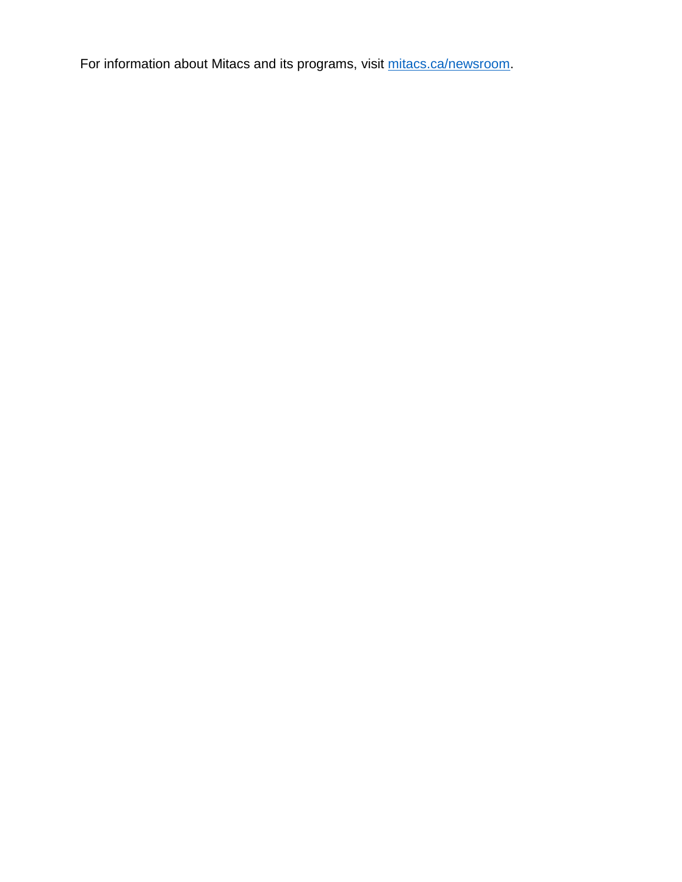For information about Mitacs and its programs, visit [mitacs.ca/newsroom](mitacs.ca/newsroom).